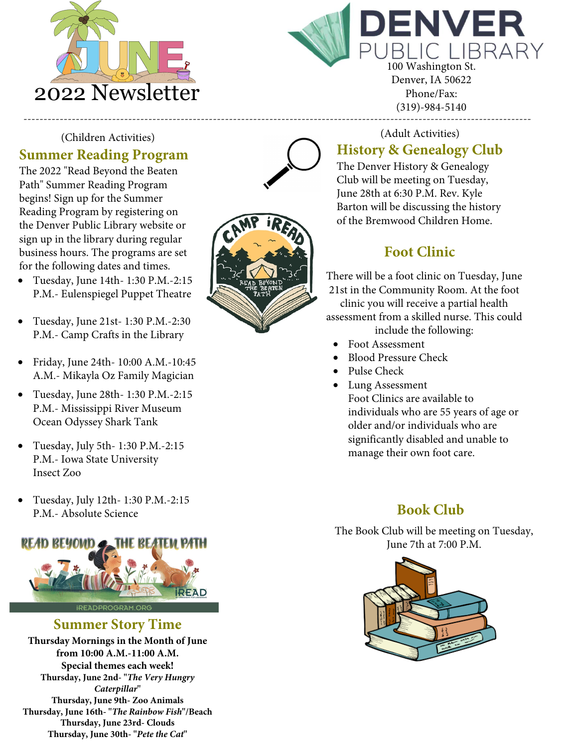# JUNE 2022 Newsletter

**DENVER PUBLIC LIBRARY**

100 Washington St.
Denver, IA 50622
Phone/Fax:
(319)-984-5140

(Children Activities)

## Summer Reading Program

The 2022 "Read Beyond the Beaten Path" Summer Reading Program begins! Sign up for the Summer Reading Program by registering on the Denver Public Library website or sign up in the library during regular business hours. The programs are set for the following dates and times.

- Tuesday, June 14th- 1:30 P.M.-2:15 P.M.- Eulenspiegel Puppet Theatre
- Tuesday, June 21st- 1:30 P.M.-2:30 P.M.- Camp Crafts in the Library
- Friday, June 24th- 10:00 A.M.-10:45 A.M.- Mikayla Oz Family Magician
- Tuesday, June 28th- 1:30 P.M.-2:15 P.M.- Mississippi River Museum Ocean Odyssey Shark Tank
- Tuesday, July 5th- 1:30 P.M.-2:15 P.M.- Iowa State University Insect Zoo
- Tuesday, July 12th- 1:30 P.M.-2:15 P.M.- Absolute Science

## Summer Story Time

**Thursday Mornings in the Month of June from 10:00 A.M.-11:00 A.M.**
**Special themes each week!**
**Thursday, June 2nd- "*The Very Hungry Caterpillar*"**
**Thursday, June 9th- Zoo Animals**
**Thursday, June 16th- "*The Rainbow Fish*"/Beach**
**Thursday, June 23rd- Clouds**
**Thursday, June 30th- "*Pete the Cat*"**

(Adult Activities)

## History & Genealogy Club

The Denver History & Genealogy Club will be meeting on Tuesday, June 28th at 6:30 P.M. Rev. Kyle Barton will be discussing the history of the Bremwood Children Home.

## Foot Clinic

There will be a foot clinic on Tuesday, June 21st in the Community Room. At the foot clinic you will receive a partial health assessment from a skilled nurse. This could include the following:

- Foot Assessment
- Blood Pressure Check
- Pulse Check
- Lung Assessment

Foot Clinics are available to individuals who are 55 years of age or older and/or individuals who are significantly disabled and unable to manage their own foot care.

## Book Club

The Book Club will be meeting on Tuesday, June 7th at 7:00 P.M.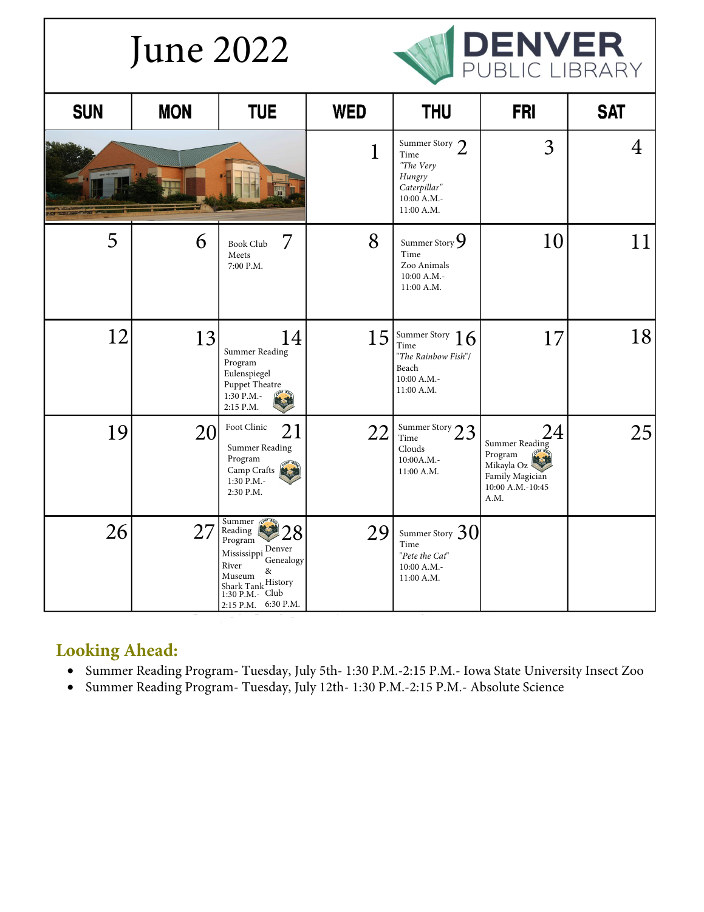# June 2022

DENVER PUBLIC LIBRARY

| SUN | MON | TUE | WED | THU | FRI | SAT |
|---|---|---|---|---|---|---|
| | | | 1 | 2 Summer Story Time *"The Very Hungry Caterpillar"* 10:00 A.M.- 11:00 A.M. | 3 | 4 |
| 5 | 6 | 7 Book Club Meets 7:00 P.M. | 8 | 9 Summer Story Time Zoo Animals 10:00 A.M.- 11:00 A.M. | 10 | 11 |
| 12 | 13 | 14 Summer Reading Program Eulenspiegel Puppet Theatre 1:30 P.M.- 2:15 P.M. | 15 | 16 Summer Story Time "*The Rainbow Fish*"/ Beach 10:00 A.M.- 11:00 A.M. | 17 | 18 |
| 19 | 20 | 21 Foot Clinic Summer Reading Program Camp Crafts 1:30 P.M.- 2:30 P.M. | 22 | 23 Summer Story Time Clouds 10:00A.M.- 11:00 A.M. | 24 Summer Reading Program Mikayla Oz Family Magician 10:00 A.M.-10:45 A.M. | 25 |
| 26 | 27 | 28 Summer Reading Program Mississippi River Museum Shark Tank 1:30 P.M.- 2:15 P.M. Denver Genealogy & History Club 6:30 P.M. | 29 | 30 Summer Story Time "*Pete the Cat*" 10:00 A.M.- 11:00 A.M. | | |

## Looking Ahead:

- Summer Reading Program- Tuesday, July 5th- 1:30 P.M.-2:15 P.M.- Iowa State University Insect Zoo
- Summer Reading Program- Tuesday, July 12th- 1:30 P.M.-2:15 P.M.- Absolute Science